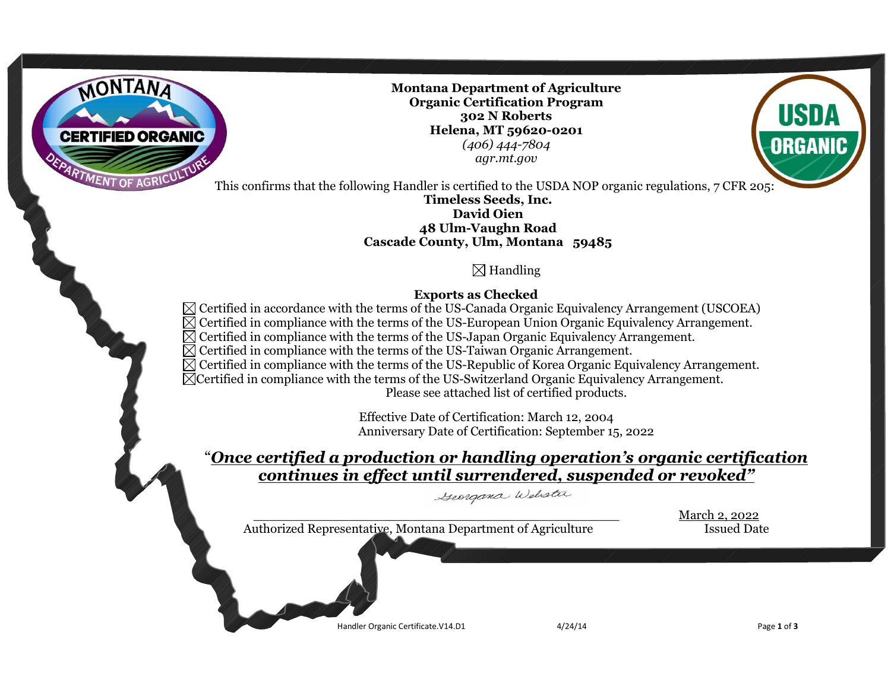**Montana Department of Agriculture**
**Organic Certification Program**
**302 N Roberts**
**Helena, MT 59620-0201**
*(406) 444-7804*
*agr.mt.gov*

This confirms that the following Handler is certified to the USDA NOP organic regulations, 7 CFR 205:

**Timeless Seeds, Inc.**
**David Oien**
**48 Ulm-Vaughn Road**
**Cascade County, Ulm, Montana 59485**

☒ Handling

**Exports as Checked**

☒ Certified in accordance with the terms of the US-Canada Organic Equivalency Arrangement (USCOEA)
☒ Certified in compliance with the terms of the US-European Union Organic Equivalency Arrangement.
☒ Certified in compliance with the terms of the US-Japan Organic Equivalency Arrangement.
☒ Certified in compliance with the terms of the US-Taiwan Organic Arrangement.
☒ Certified in compliance with the terms of the US-Republic of Korea Organic Equivalency Arrangement.
☒ Certified in compliance with the terms of the US-Switzerland Organic Equivalency Arrangement.

Please see attached list of certified products.

Effective Date of Certification: March 12, 2004
Anniversary Date of Certification: September 15, 2022

"***Once certified a production or handling operation's organic certification continues in effect until surrendered, suspended or revoked"***

Georgana Webster

Authorized Representative, Montana Department of Agriculture

March 2, 2022
Issued Date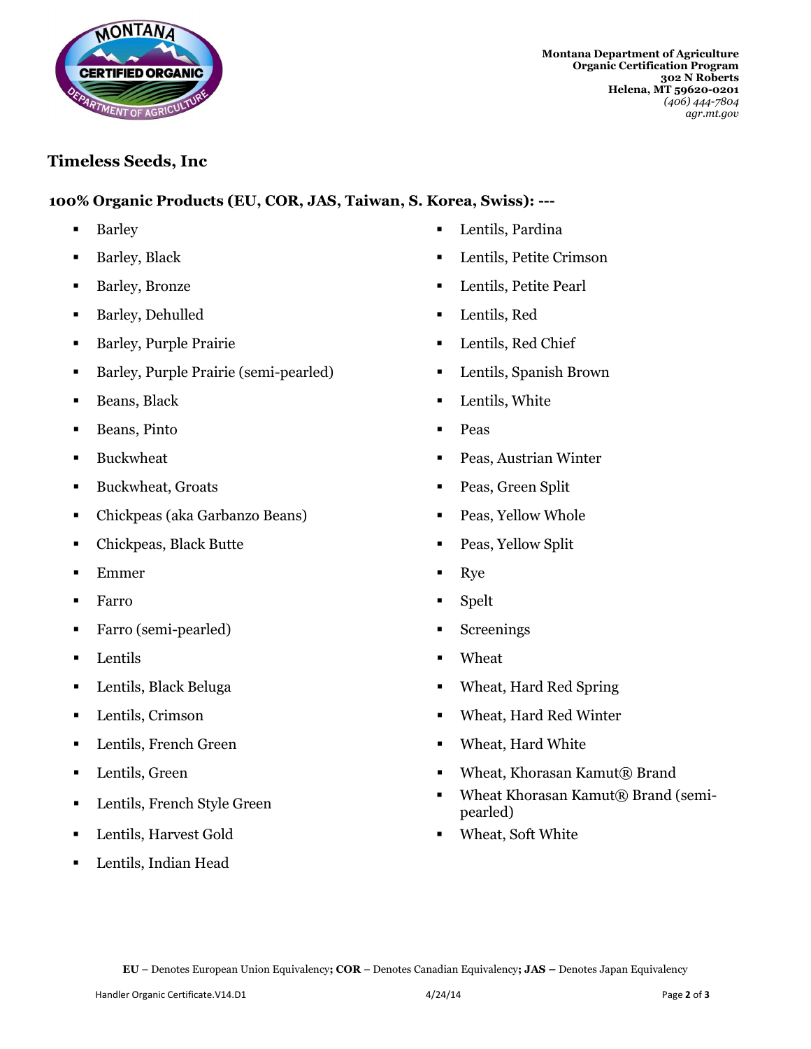Montana Department of Agriculture
Organic Certification Program
302 N Roberts
Helena, MT 59620-0201
*(406) 444-7804*
*agr.mt.gov*

## Timeless Seeds, Inc

### 100% Organic Products (EU, COR, JAS, Taiwan, S. Korea, Swiss): ---

- Barley
- Barley, Black
- Barley, Bronze
- Barley, Dehulled
- Barley, Purple Prairie
- Barley, Purple Prairie (semi-pearled)
- Beans, Black
- Beans, Pinto
- Buckwheat
- Buckwheat, Groats
- Chickpeas (aka Garbanzo Beans)
- Chickpeas, Black Butte
- Emmer
- Farro
- Farro (semi-pearled)
- Lentils
- Lentils, Black Beluga
- Lentils, Crimson
- Lentils, French Green
- Lentils, Green
- Lentils, French Style Green
- Lentils, Harvest Gold
- Lentils, Indian Head
- Lentils, Pardina
- Lentils, Petite Crimson
- Lentils, Petite Pearl
- Lentils, Red
- Lentils, Red Chief
- Lentils, Spanish Brown
- Lentils, White
- Peas
- Peas, Austrian Winter
- Peas, Green Split
- Peas, Yellow Whole
- Peas, Yellow Split
- Rye
- Spelt
- Screenings
- Wheat
- Wheat, Hard Red Spring
- Wheat, Hard Red Winter
- Wheat, Hard White
- Wheat, Khorasan Kamut® Brand
- Wheat Khorasan Kamut® Brand (semi-pearled)
- Wheat, Soft White

**EU** – Denotes European Union Equivalency**; COR** – Denotes Canadian Equivalency**; JAS –** Denotes Japan Equivalency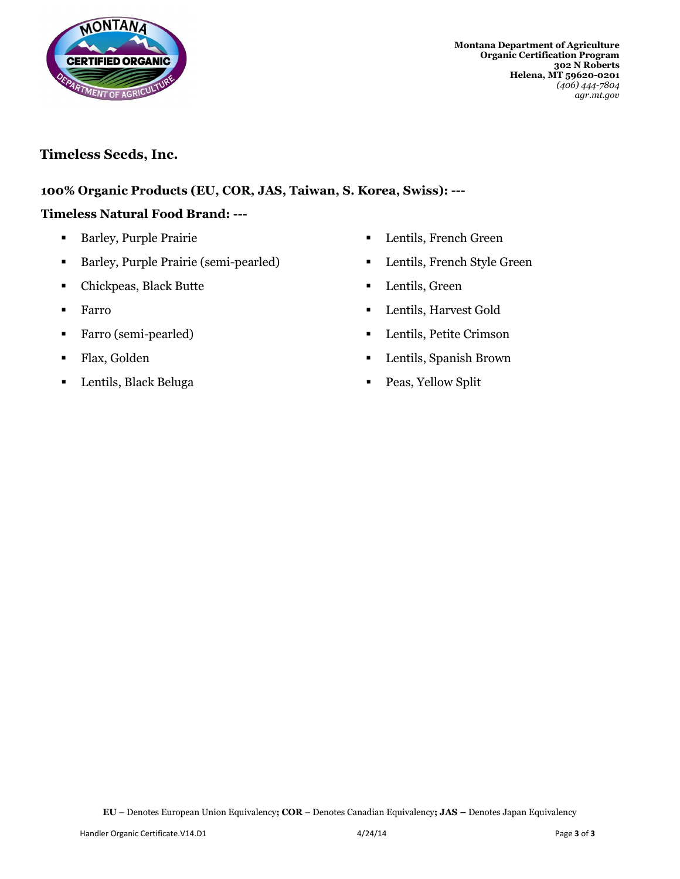Montana Department of Agriculture
Organic Certification Program
302 N Roberts
Helena, MT 59620-0201
*(406) 444-7804*
*agr.mt.gov*

## Timeless Seeds, Inc.

### 100% Organic Products (EU, COR, JAS, Taiwan, S. Korea, Swiss): ---

### Timeless Natural Food Brand: ---

- Barley, Purple Prairie
- Barley, Purple Prairie (semi-pearled)
- Chickpeas, Black Butte
- Farro
- Farro (semi-pearled)
- Flax, Golden
- Lentils, Black Beluga
- Lentils, French Green
- Lentils, French Style Green
- Lentils, Green
- Lentils, Harvest Gold
- Lentils, Petite Crimson
- Lentils, Spanish Brown
- Peas, Yellow Split

**EU** – Denotes European Union Equivalency**; COR** – Denotes Canadian Equivalency**; JAS –** Denotes Japan Equivalency

Handler Organic Certificate.V14.D1 4/24/14